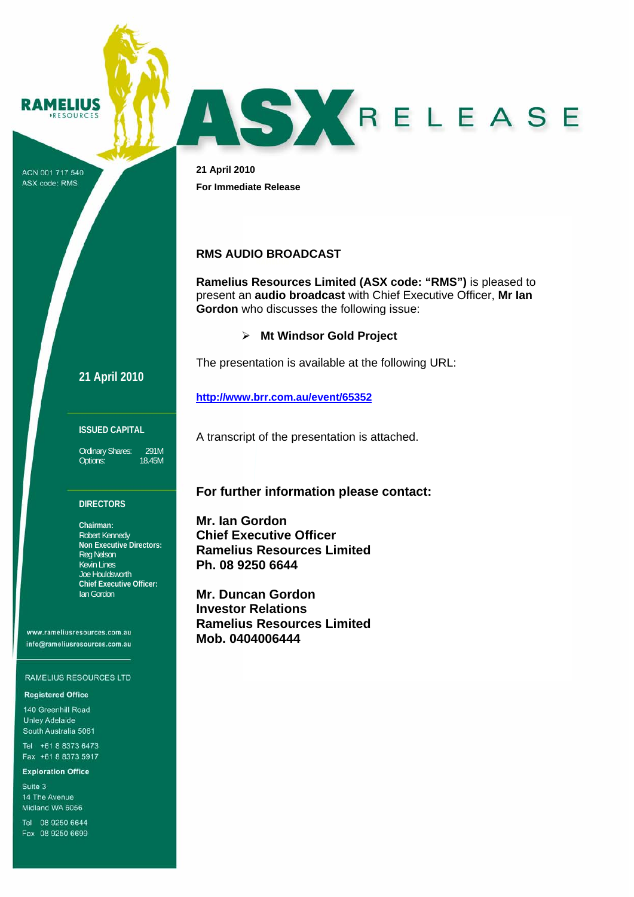RAMELIUS RESOURCES

ACN 001 717 540
ASX code: RMS

# ASX RELEASE

**21 April 2010**

**For Immediate Release**

## RMS AUDIO BROADCAST

**Ramelius Resources Limited (ASX code: "RMS")** is pleased to present an **audio broadcast** with Chief Executive Officer, **Mr Ian Gordon** who discusses the following issue:

- **Mt Windsor Gold Project**

The presentation is available at the following URL:

**http://www.brr.com.au/event/65352**

A transcript of the presentation is attached.

### For further information please contact:

**Mr. Ian Gordon**
**Chief Executive Officer**
**Ramelius Resources Limited**
**Ph. 08 9250 6644**

**Mr. Duncan Gordon**
**Investor Relations**
**Ramelius Resources Limited**
**Mob. 0404006444**

---

**21 April 2010**

**ISSUED CAPITAL**

| | |
|---|---|
| Ordinary Shares: | 291M |
| Options: | 18.45M |

**DIRECTORS**

**Chairman:**
Robert Kennedy
**Non Executive Directors:**
Reg Nelson
Kevin Lines
Joe Houldsworth
**Chief Executive Officer:**
Ian Gordon

www.rameliusresources.com.au
info@rameliusresources.com.au

RAMELIUS RESOURCES LTD

**Registered Office**
140 Greenhill Road
Unley Adelaide
South Australia 5061

Tel +61 8 8373 6473
Fax +61 8 8373 5917

**Exploration Office**
Suite 3
14 The Avenue
Midland WA 6056

Tel 08 9250 6644
Fax 08 9250 6699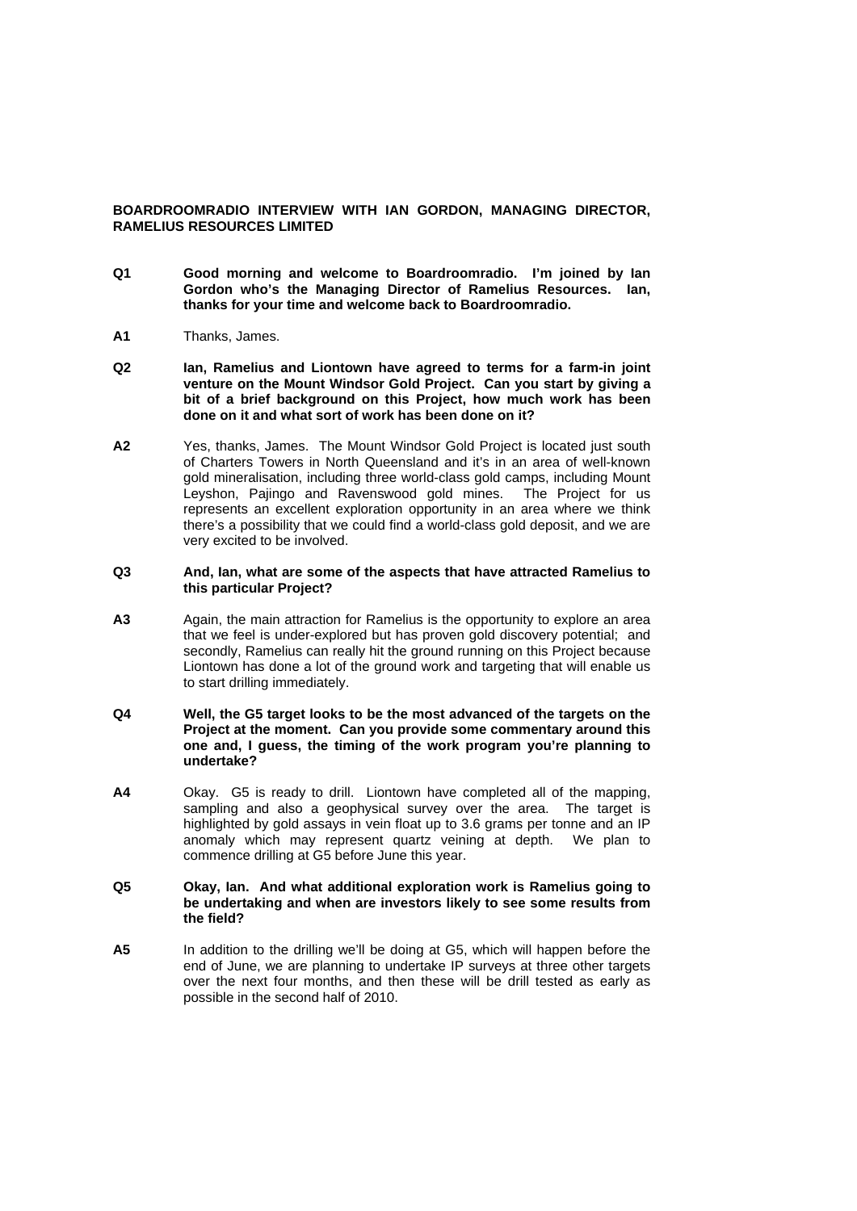**BOARDROOMRADIO INTERVIEW WITH IAN GORDON, MANAGING DIRECTOR, RAMELIUS RESOURCES LIMITED**

**Q1** **Good morning and welcome to Boardroomradio. I'm joined by Ian Gordon who's the Managing Director of Ramelius Resources. Ian, thanks for your time and welcome back to Boardroomradio.**

**A1** Thanks, James.

**Q2** **Ian, Ramelius and Liontown have agreed to terms for a farm-in joint venture on the Mount Windsor Gold Project. Can you start by giving a bit of a brief background on this Project, how much work has been done on it and what sort of work has been done on it?**

**A2** Yes, thanks, James. The Mount Windsor Gold Project is located just south of Charters Towers in North Queensland and it's in an area of well-known gold mineralisation, including three world-class gold camps, including Mount Leyshon, Pajingo and Ravenswood gold mines. The Project for us represents an excellent exploration opportunity in an area where we think there's a possibility that we could find a world-class gold deposit, and we are very excited to be involved.

**Q3** **And, Ian, what are some of the aspects that have attracted Ramelius to this particular Project?**

**A3** Again, the main attraction for Ramelius is the opportunity to explore an area that we feel is under-explored but has proven gold discovery potential; and secondly, Ramelius can really hit the ground running on this Project because Liontown has done a lot of the ground work and targeting that will enable us to start drilling immediately.

**Q4** **Well, the G5 target looks to be the most advanced of the targets on the Project at the moment. Can you provide some commentary around this one and, I guess, the timing of the work program you're planning to undertake?**

**A4** Okay. G5 is ready to drill. Liontown have completed all of the mapping, sampling and also a geophysical survey over the area. The target is highlighted by gold assays in vein float up to 3.6 grams per tonne and an IP anomaly which may represent quartz veining at depth. We plan to commence drilling at G5 before June this year.

**Q5** **Okay, Ian. And what additional exploration work is Ramelius going to be undertaking and when are investors likely to see some results from the field?**

**A5** In addition to the drilling we'll be doing at G5, which will happen before the end of June, we are planning to undertake IP surveys at three other targets over the next four months, and then these will be drill tested as early as possible in the second half of 2010.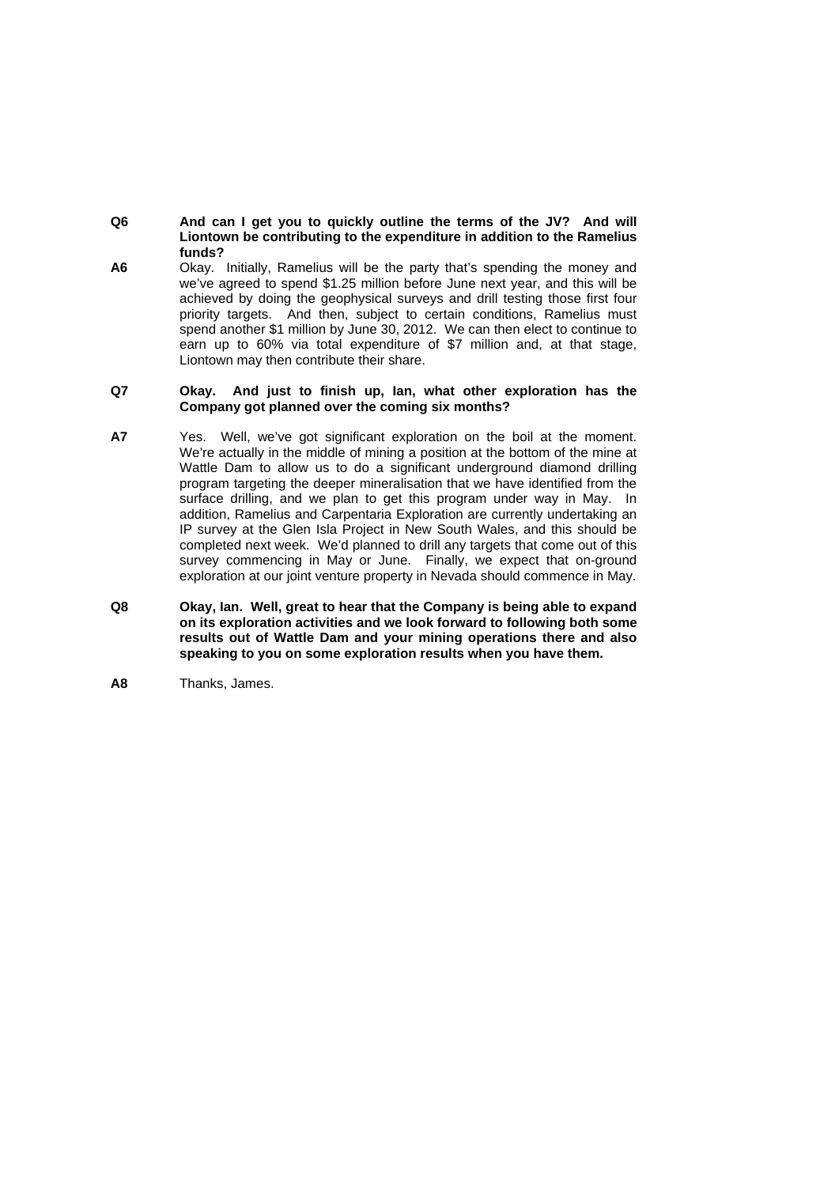**Q6** **And can I get you to quickly outline the terms of the JV? And will Liontown be contributing to the expenditure in addition to the Ramelius funds?**

**A6** Okay. Initially, Ramelius will be the party that's spending the money and we've agreed to spend $1.25 million before June next year, and this will be achieved by doing the geophysical surveys and drill testing those first four priority targets. And then, subject to certain conditions, Ramelius must spend another $1 million by June 30, 2012. We can then elect to continue to earn up to 60% via total expenditure of $7 million and, at that stage, Liontown may then contribute their share.

**Q7** **Okay. And just to finish up, Ian, what other exploration has the Company got planned over the coming six months?**

**A7** Yes. Well, we've got significant exploration on the boil at the moment. We're actually in the middle of mining a position at the bottom of the mine at Wattle Dam to allow us to do a significant underground diamond drilling program targeting the deeper mineralisation that we have identified from the surface drilling, and we plan to get this program under way in May. In addition, Ramelius and Carpentaria Exploration are currently undertaking an IP survey at the Glen Isla Project in New South Wales, and this should be completed next week. We'd planned to drill any targets that come out of this survey commencing in May or June. Finally, we expect that on-ground exploration at our joint venture property in Nevada should commence in May.

**Q8** **Okay, Ian. Well, great to hear that the Company is being able to expand on its exploration activities and we look forward to following both some results out of Wattle Dam and your mining operations there and also speaking to you on some exploration results when you have them.**

**A8** Thanks, James.